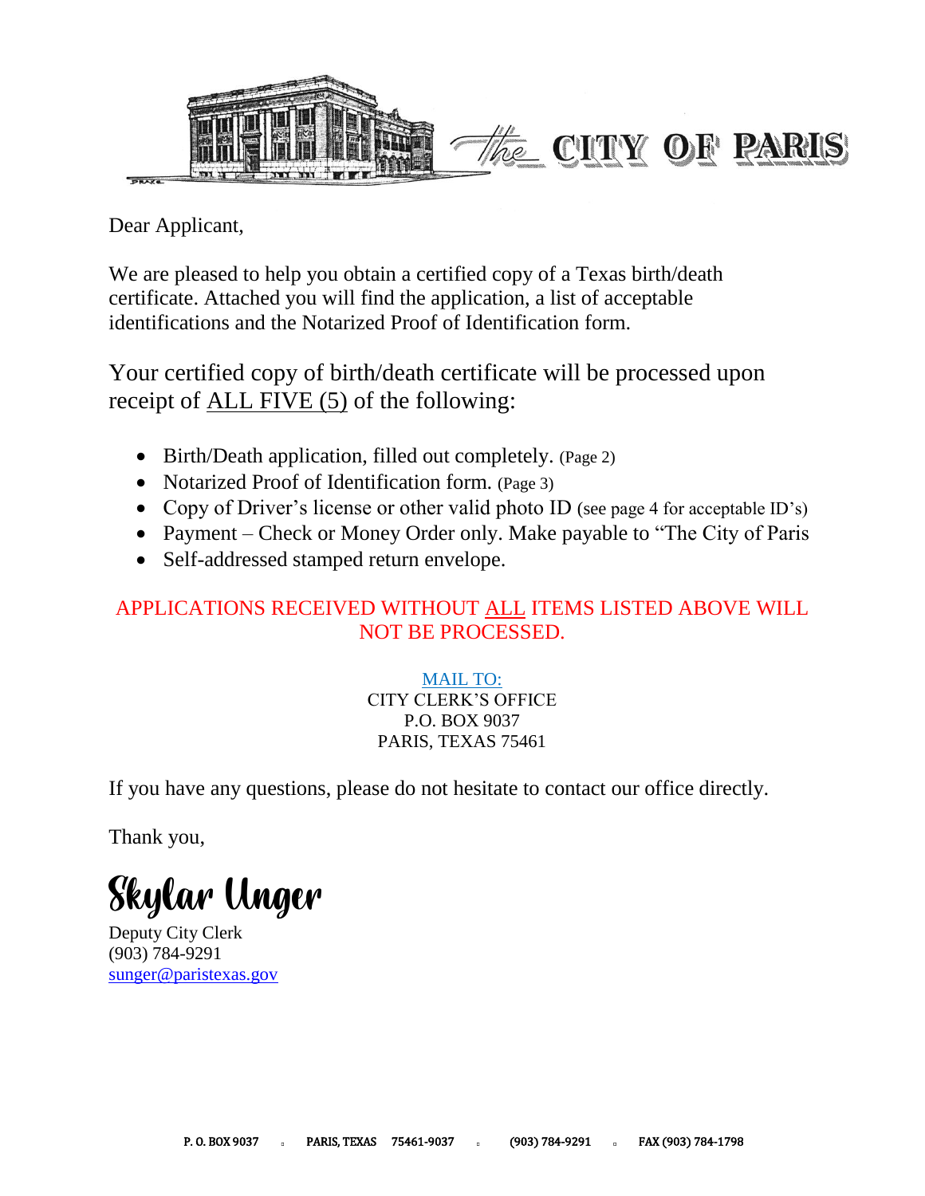# The CITY OF PARIS

Dear Applicant,

We are pleased to help you obtain a certified copy of a Texas birth/death certificate. Attached you will find the application, a list of acceptable identifications and the Notarized Proof of Identification form.

Your certified copy of birth/death certificate will be processed upon receipt of ALL FIVE (5) of the following:

- Birth/Death application, filled out completely. (Page 2)
- Notarized Proof of Identification form. (Page 3)
- Copy of Driver's license or other valid photo ID (see page 4 for acceptable ID's)
- Payment – Check or Money Order only. Make payable to "The City of Paris
- Self-addressed stamped return envelope.

APPLICATIONS RECEIVED WITHOUT ALL ITEMS LISTED ABOVE WILL NOT BE PROCESSED.

MAIL TO:
CITY CLERK'S OFFICE
P.O. BOX 9037
PARIS, TEXAS 75461

If you have any questions, please do not hesitate to contact our office directly.

Thank you,

Skylar Unger
Deputy City Clerk
(903) 784-9291
sunger@paristexas.gov

P. O. BOX 9037 ▫ PARIS, TEXAS 75461-9037 ▫ (903) 784-9291 ▫ FAX (903) 784-1798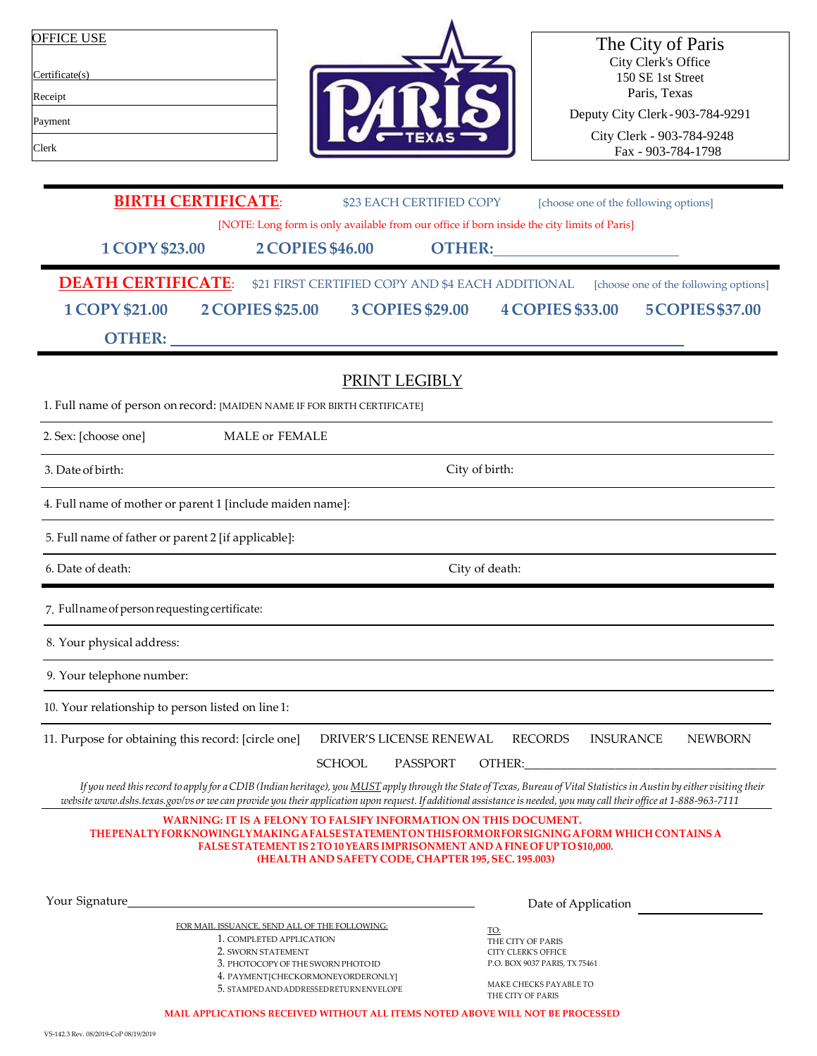| OFFICE USE |
| --- |
| Certificate(s) |
| Receipt |
| Payment |
| Clerk |

**The City of Paris**
City Clerk's Office
150 SE 1st Street
Paris, Texas

Deputy City Clerk - 903-784-9291

City Clerk - 903-784-9248
Fax - 903-784-1798

---

**BIRTH CERTIFICATE**: $23 EACH CERTIFIED COPY [choose one of the following options]

[NOTE: Long form is only available from our office if born inside the city limits of Paris]

**1 COPY $23.00** **2 COPIES $46.00** **OTHER:** ______________________

---

**DEATH CERTIFICATE**: $21 FIRST CERTIFIED COPY AND $4 EACH ADDITIONAL [choose one of the following options]

**1 COPY $21.00** **2 COPIES $25.00** **3 COPIES $29.00** **4 COPIES $33.00** **5 COPIES $37.00**

**OTHER:** ______________________________________________________________

---

## PRINT LEGIBLY

1. Full name of person on record: [MAIDEN NAME IF FOR BIRTH CERTIFICATE]

2. Sex: [choose one] MALE or FEMALE

3. Date of birth: City of birth:

4. Full name of mother or parent 1 [include maiden name]:

5. Full name of father or parent 2 [if applicable]:

6. Date of death: City of death:

---

7. Full name of person requesting certificate:

8. Your physical address:

9. Your telephone number:

10. Your relationship to person listed on line 1:

11. Purpose for obtaining this record: [circle one] DRIVER'S LICENSE RENEWAL RECORDS INSURANCE NEWBORN SCHOOL PASSPORT OTHER:______________________________

*If you need this record to apply for a CDIB (Indian heritage), you MUST apply through the State of Texas, Bureau of Vital Statistics in Austin by either visiting their website www.dshs.texas.gov/vs or we can provide you their application upon request. If additional assistance is needed, you may call their office at 1-888-963-7111*

**WARNING: IT IS A FELONY TO FALSIFY INFORMATION ON THIS DOCUMENT.**
**THE PENALTY FOR KNOWINGLY MAKING A FALSE STATEMENT ON THIS FORM OR FOR SIGNING A FORM WHICH CONTAINS A FALSE STATEMENT IS 2 TO 10 YEARS IMPRISONMENT AND A FINE OF UP TO $10,000.**
**(HEALTH AND SAFETY CODE, CHAPTER 195, SEC. 195.003)**

Your Signature_________________________________________ Date of Application ______________

FOR MAIL ISSUANCE, SEND ALL OF THE FOLLOWING:

1. COMPLETED APPLICATION
2. SWORN STATEMENT
3. PHOTOCOPY OF THE SWORN PHOTO ID
4. PAYMENT [CHECK OR MONEY ORDER ONLY]
5. STAMPED AND ADDRESSED RETURN ENVELOPE

TO:
THE CITY OF PARIS
CITY CLERK'S OFFICE
P.O. BOX 9037 PARIS, TX 75461

MAKE CHECKS PAYABLE TO
THE CITY OF PARIS

**MAIL APPLICATIONS RECEIVED WITHOUT ALL ITEMS NOTED ABOVE WILL NOT BE PROCESSED**

VS-142.3 Rev. 08/2019-CoP 08/19/2019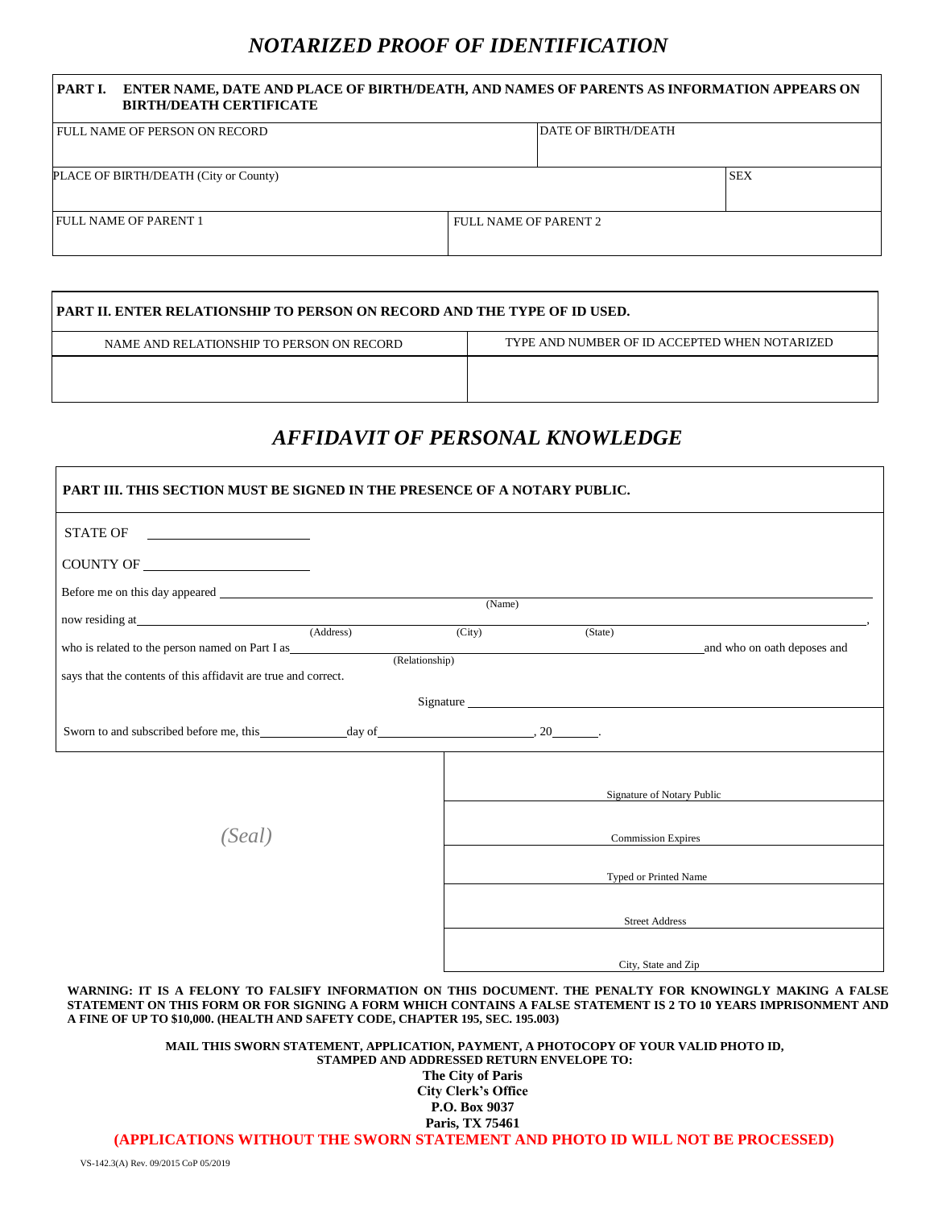# *NOTARIZED PROOF OF IDENTIFICATION*

| **PART I. ENTER NAME, DATE AND PLACE OF BIRTH/DEATH, AND NAMES OF PARENTS AS INFORMATION APPEARS ON BIRTH/DEATH CERTIFICATE** | | |
|---|---|---|
| FULL NAME OF PERSON ON RECORD | DATE OF BIRTH/DEATH | |
| PLACE OF BIRTH/DEATH (City or County) | | SEX |
| FULL NAME OF PARENT 1 | FULL NAME OF PARENT 2 | |

| **PART II. ENTER RELATIONSHIP TO PERSON ON RECORD AND THE TYPE OF ID USED.** | |
|---|---|
| NAME AND RELATIONSHIP TO PERSON ON RECORD | TYPE AND NUMBER OF ID ACCEPTED WHEN NOTARIZED |
| | |

# *AFFIDAVIT OF PERSONAL KNOWLEDGE*

**PART III. THIS SECTION MUST BE SIGNED IN THE PRESENCE OF A NOTARY PUBLIC.**

STATE OF ______________________

COUNTY OF ______________________

Before me on this day appeared ____________________________________________
(Name)

now residing at ______________________________________________________________,
(Address) (City) (State)

who is related to the person named on Part I as ______________________________ and who on oath deposes and
(Relationship)

says that the contents of this affidavit are true and correct.

Signature ______________________________________

Sworn to and subscribed before me, this ____________ day of ______________________, 20______.

*(Seal)*

______________________________________
Signature of Notary Public

______________________________________
Commission Expires

______________________________________
Typed or Printed Name

______________________________________
Street Address

______________________________________
City, State and Zip

**WARNING: IT IS A FELONY TO FALSIFY INFORMATION ON THIS DOCUMENT. THE PENALTY FOR KNOWINGLY MAKING A FALSE STATEMENT ON THIS FORM OR FOR SIGNING A FORM WHICH CONTAINS A FALSE STATEMENT IS 2 TO 10 YEARS IMPRISONMENT AND A FINE OF UP TO $10,000. (HEALTH AND SAFETY CODE, CHAPTER 195, SEC. 195.003)**

**MAIL THIS SWORN STATEMENT, APPLICATION, PAYMENT, A PHOTOCOPY OF YOUR VALID PHOTO ID, STAMPED AND ADDRESSED RETURN ENVELOPE TO:**

**The City of Paris**
**City Clerk's Office**
**P.O. Box 9037**
**Paris, TX 75461**

**(APPLICATIONS WITHOUT THE SWORN STATEMENT AND PHOTO ID WILL NOT BE PROCESSED)**

VS-142.3(A) Rev. 09/2015 CoP 05/2019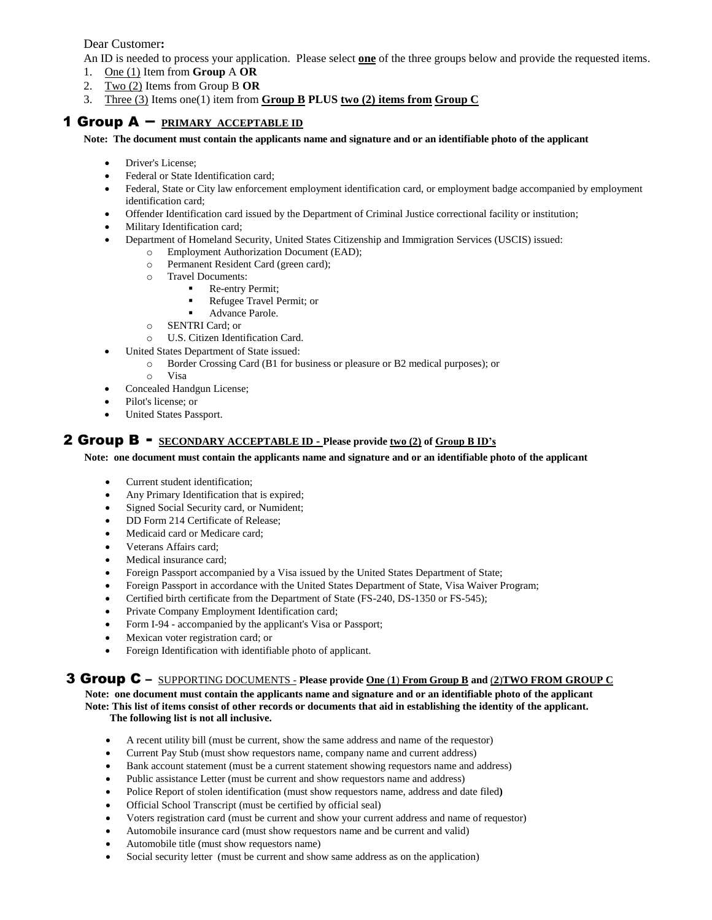Dear Customer**:**

An ID is needed to process your application. Please select **one** of the three groups below and provide the requested items.

1. One (1) Item from **Group** A **OR**
2. Two (2) Items from Group B **OR**
3. Three (3) Items one(1) item from **Group B PLUS two (2) items from Group C**

## 1 Group A – PRIMARY ACCEPTABLE ID

**Note: The document must contain the applicants name and signature and or an identifiable photo of the applicant**

- Driver's License;
- Federal or State Identification card;
- Federal, State or City law enforcement employment identification card, or employment badge accompanied by employment identification card;
- Offender Identification card issued by the Department of Criminal Justice correctional facility or institution;
- Military Identification card;
- Department of Homeland Security, United States Citizenship and Immigration Services (USCIS) issued:
  - Employment Authorization Document (EAD);
  - Permanent Resident Card (green card);
  - Travel Documents:
    - Re-entry Permit;
    - Refugee Travel Permit; or
    - Advance Parole.
  - SENTRI Card; or
  - U.S. Citizen Identification Card.
- United States Department of State issued:
  - Border Crossing Card (B1 for business or pleasure or B2 medical purposes); or
  - Visa
- Concealed Handgun License;
- Pilot's license; or
- United States Passport.

## 2 Group B - SECONDARY ACCEPTABLE ID - Please provide two (2) of Group B ID's

**Note: one document must contain the applicants name and signature and or an identifiable photo of the applicant**

- Current student identification;
- Any Primary Identification that is expired;
- Signed Social Security card, or Numident;
- DD Form 214 Certificate of Release;
- Medicaid card or Medicare card;
- Veterans Affairs card;
- Medical insurance card;
- Foreign Passport accompanied by a Visa issued by the United States Department of State;
- Foreign Passport in accordance with the United States Department of State, Visa Waiver Program;
- Certified birth certificate from the Department of State (FS-240, DS-1350 or FS-545);
- Private Company Employment Identification card;
- Form I-94 - accompanied by the applicant's Visa or Passport;
- Mexican voter registration card; or
- Foreign Identification with identifiable photo of applicant.

## 3 Group C – SUPPORTING DOCUMENTS - Please provide One (1) From Group B and (2)TWO FROM GROUP C

**Note: one document must contain the applicants name and signature and or an identifiable photo of the applicant**
**Note: This list of items consist of other records or documents that aid in establishing the identity of the applicant. The following list is not all inclusive.**

- A recent utility bill (must be current, show the same address and name of the requestor)
- Current Pay Stub (must show requestors name, company name and current address)
- Bank account statement (must be a current statement showing requestors name and address)
- Public assistance Letter (must be current and show requestors name and address)
- Police Report of stolen identification (must show requestors name, address and date filed**)**
- Official School Transcript (must be certified by official seal)
- Voters registration card (must be current and show your current address and name of requestor)
- Automobile insurance card (must show requestors name and be current and valid)
- Automobile title (must show requestors name)
- Social security letter (must be current and show same address as on the application)